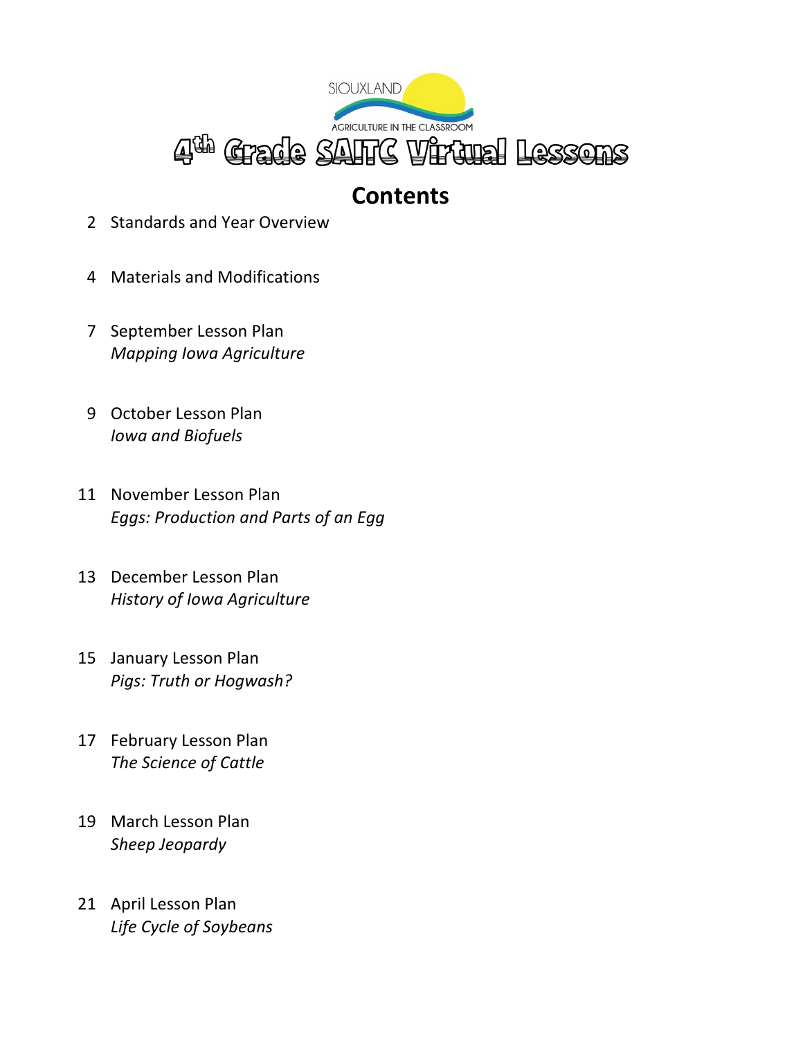SIOUXLAND AGRICULTURE IN THE CLASSROOM

# 4th Grade SAITC Virtual Lessons

## Contents

2 Standards and Year Overview

4 Materials and Modifications

7 September Lesson Plan
*Mapping Iowa Agriculture*

9 October Lesson Plan
*Iowa and Biofuels*

11 November Lesson Plan
*Eggs: Production and Parts of an Egg*

13 December Lesson Plan
*History of Iowa Agriculture*

15 January Lesson Plan
*Pigs: Truth or Hogwash?*

17 February Lesson Plan
*The Science of Cattle*

19 March Lesson Plan
*Sheep Jeopardy*

21 April Lesson Plan
*Life Cycle of Soybeans*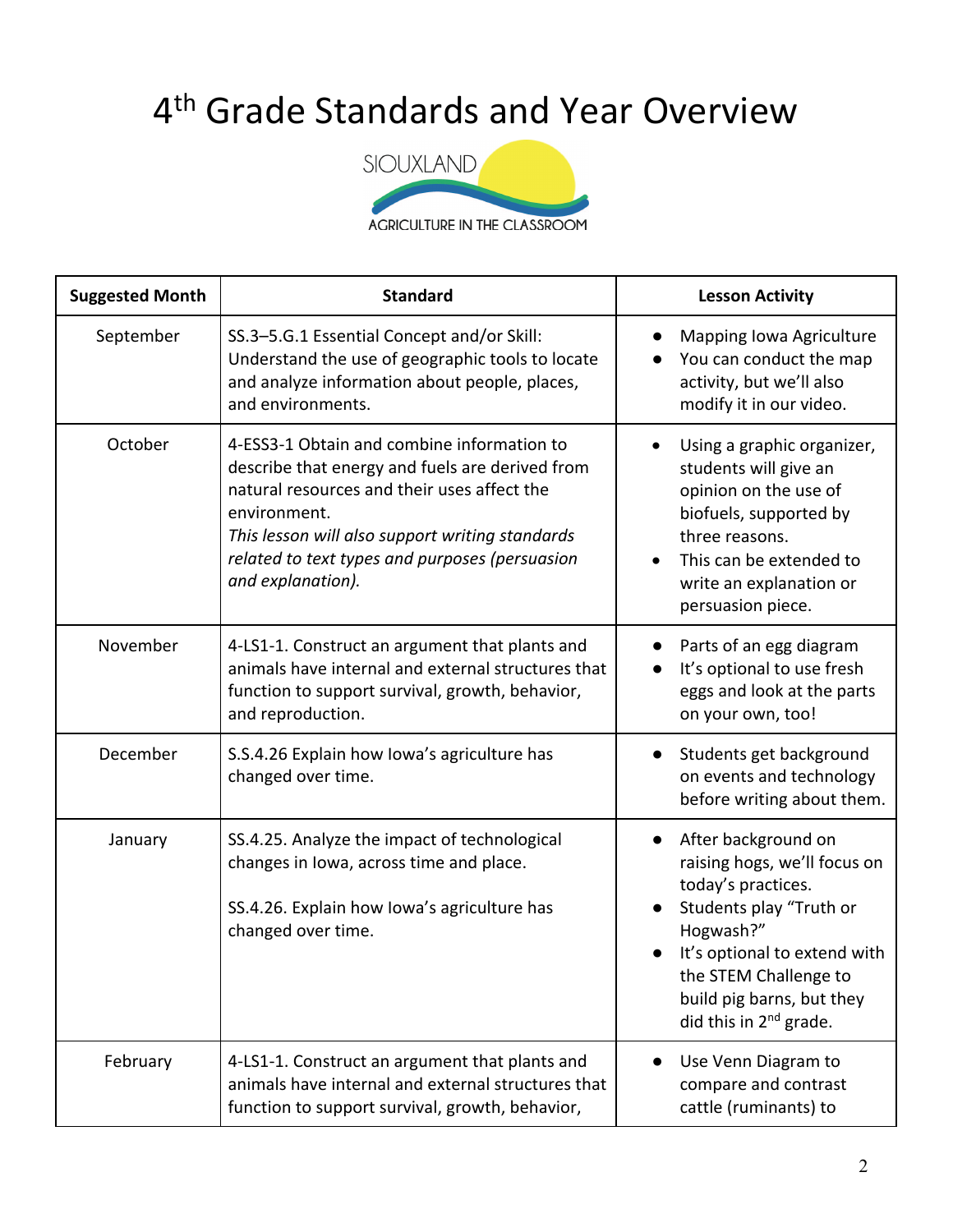# 4th Grade Standards and Year Overview

SIOUXLAND AGRICULTURE IN THE CLASSROOM

| Suggested Month | Standard | Lesson Activity |
|---|---|---|
| September | SS.3–5.G.1 Essential Concept and/or Skill: Understand the use of geographic tools to locate and analyze information about people, places, and environments. | • Mapping Iowa Agriculture<br>• You can conduct the map activity, but we'll also modify it in our video. |
| October | 4-ESS3-1 Obtain and combine information to describe that energy and fuels are derived from natural resources and their uses affect the environment.<br>*This lesson will also support writing standards related to text types and purposes (persuasion and explanation).* | • Using a graphic organizer, students will give an opinion on the use of biofuels, supported by three reasons.<br>• This can be extended to write an explanation or persuasion piece. |
| November | 4-LS1-1. Construct an argument that plants and animals have internal and external structures that function to support survival, growth, behavior, and reproduction. | • Parts of an egg diagram<br>• It's optional to use fresh eggs and look at the parts on your own, too! |
| December | S.S.4.26 Explain how Iowa's agriculture has changed over time. | • Students get background on events and technology before writing about them. |
| January | SS.4.25. Analyze the impact of technological changes in Iowa, across time and place.<br><br>SS.4.26. Explain how Iowa's agriculture has changed over time. | • After background on raising hogs, we'll focus on today's practices.<br>• Students play "Truth or Hogwash?"<br>• It's optional to extend with the STEM Challenge to build pig barns, but they did this in 2nd grade. |
| February | 4-LS1-1. Construct an argument that plants and animals have internal and external structures that function to support survival, growth, behavior, | • Use Venn Diagram to compare and contrast cattle (ruminants) to |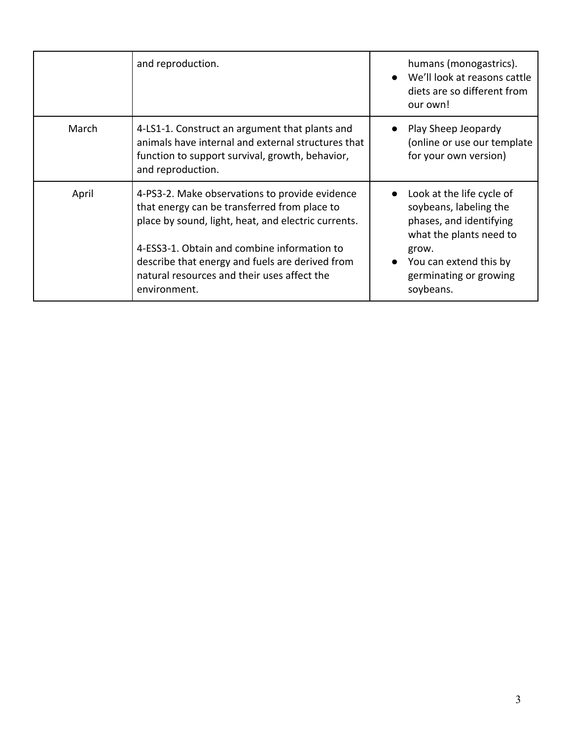| | | |
|---|---|---|
| | and reproduction. | humans (monogastrics).<br>● We'll look at reasons cattle diets are so different from our own! |
| March | 4-LS1-1. Construct an argument that plants and animals have internal and external structures that function to support survival, growth, behavior, and reproduction. | ● Play Sheep Jeopardy (online or use our template for your own version) |
| April | 4-PS3-2. Make observations to provide evidence that energy can be transferred from place to place by sound, light, heat, and electric currents.<br><br>4-ESS3-1. Obtain and combine information to describe that energy and fuels are derived from natural resources and their uses affect the environment. | ● Look at the life cycle of soybeans, labeling the phases, and identifying what the plants need to grow.<br>● You can extend this by germinating or growing soybeans. |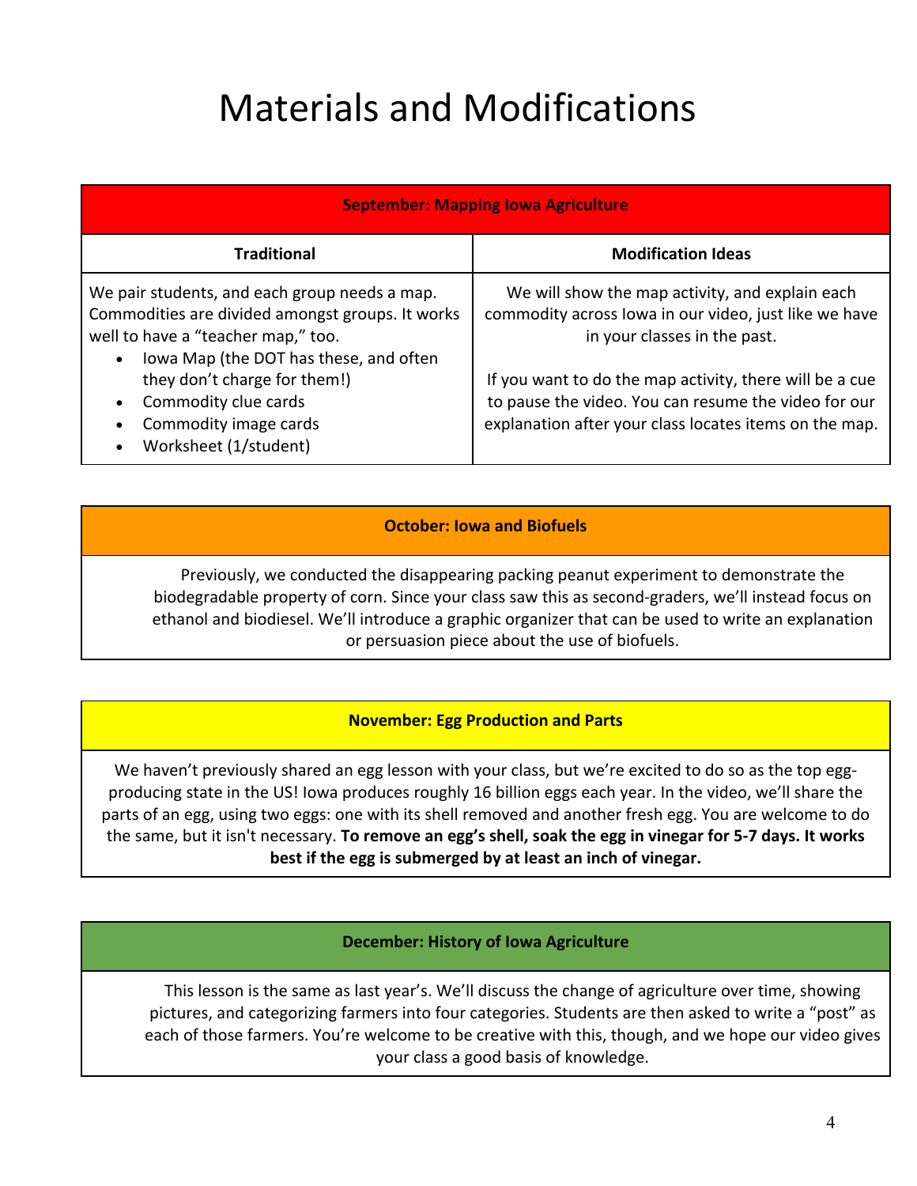# Materials and Modifications

| September: Mapping Iowa Agriculture | |
|---|---|
| **Traditional** | **Modification Ideas** |
| We pair students, and each group needs a map. Commodities are divided amongst groups. It works well to have a "teacher map," too.<br>• Iowa Map (the DOT has these, and often they don't charge for them!)<br>• Commodity clue cards<br>• Commodity image cards<br>• Worksheet (1/student) | We will show the map activity, and explain each commodity across Iowa in our video, just like we have in your classes in the past.<br><br>If you want to do the map activity, there will be a cue to pause the video. You can resume the video for our explanation after your class locates items on the map. |

| October: Iowa and Biofuels |
|---|
| Previously, we conducted the disappearing packing peanut experiment to demonstrate the biodegradable property of corn. Since your class saw this as second-graders, we'll instead focus on ethanol and biodiesel. We'll introduce a graphic organizer that can be used to write an explanation or persuasion piece about the use of biofuels. |

| November: Egg Production and Parts |
|---|
| We haven't previously shared an egg lesson with your class, but we're excited to do so as the top egg-producing state in the US! Iowa produces roughly 16 billion eggs each year. In the video, we'll share the parts of an egg, using two eggs: one with its shell removed and another fresh egg. You are welcome to do the same, but it isn't necessary. **To remove an egg's shell, soak the egg in vinegar for 5-7 days. It works best if the egg is submerged by at least an inch of vinegar.** |

| December: History of Iowa Agriculture |
|---|
| This lesson is the same as last year's. We'll discuss the change of agriculture over time, showing pictures, and categorizing farmers into four categories. Students are then asked to write a "post" as each of those farmers. You're welcome to be creative with this, though, and we hope our video gives your class a good basis of knowledge. |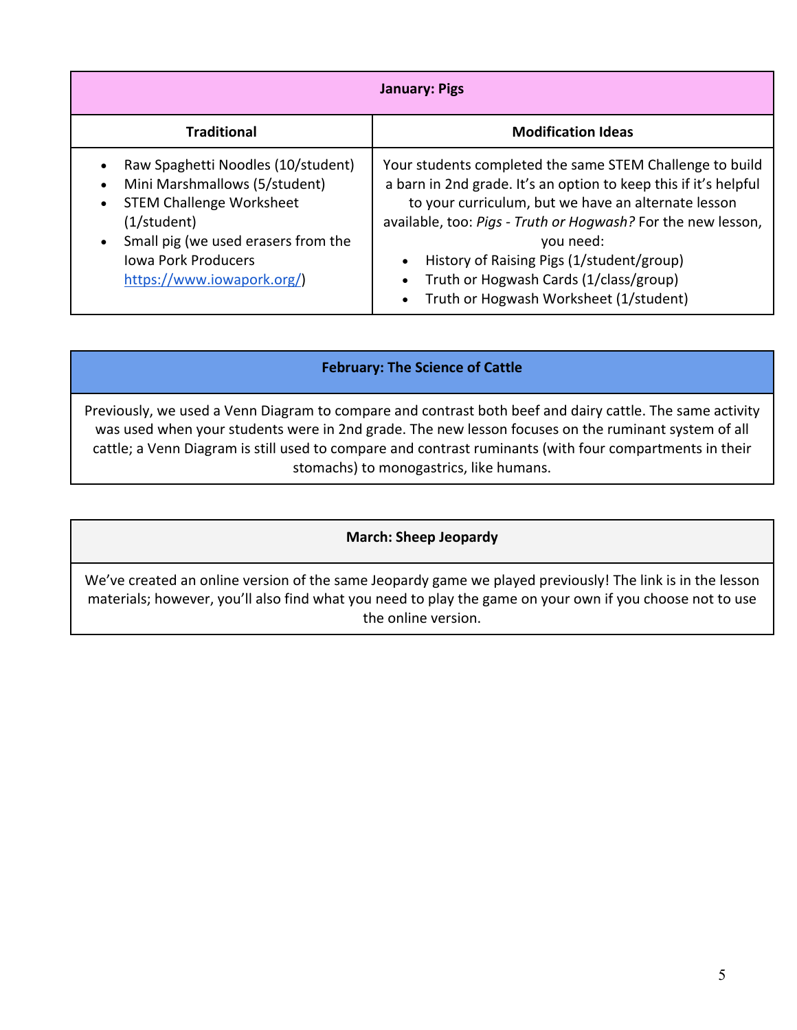| January: Pigs | |
|---|---|
| **Traditional** | **Modification Ideas** |
| • Raw Spaghetti Noodles (10/student)<br>• Mini Marshmallows (5/student)<br>• STEM Challenge Worksheet (1/student)<br>• Small pig (we used erasers from the Iowa Pork Producers [https://www.iowapork.org/](https://www.iowapork.org/)) | Your students completed the same STEM Challenge to build a barn in 2nd grade. It's an option to keep this if it's helpful to your curriculum, but we have an alternate lesson available, too: *Pigs - Truth or Hogwash?* For the new lesson, you need:<br>• History of Raising Pigs (1/student/group)<br>• Truth or Hogwash Cards (1/class/group)<br>• Truth or Hogwash Worksheet (1/student) |

| February: The Science of Cattle |
|---|
| Previously, we used a Venn Diagram to compare and contrast both beef and dairy cattle. The same activity was used when your students were in 2nd grade. The new lesson focuses on the ruminant system of all cattle; a Venn Diagram is still used to compare and contrast ruminants (with four compartments in their stomachs) to monogastrics, like humans. |

| March: Sheep Jeopardy |
|---|
| We've created an online version of the same Jeopardy game we played previously! The link is in the lesson materials; however, you'll also find what you need to play the game on your own if you choose not to use the online version. |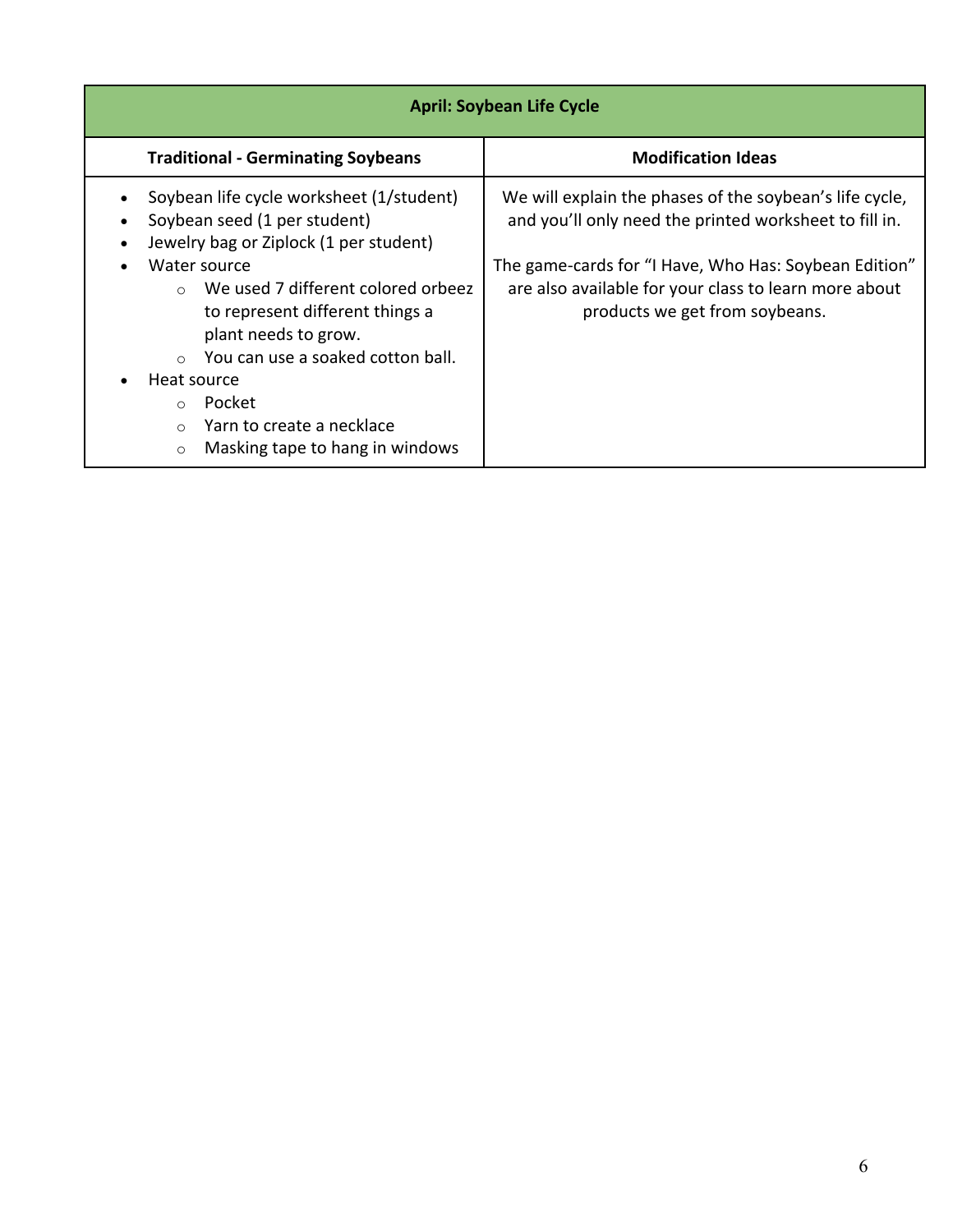| April: Soybean Life Cycle | |
|---|---|
| **Traditional - Germinating Soybeans** | **Modification Ideas** |
| • Soybean life cycle worksheet (1/student)<br>• Soybean seed (1 per student)<br>• Jewelry bag or Ziplock (1 per student)<br>• Water source<br>&nbsp;&nbsp;&nbsp;&nbsp;○ We used 7 different colored orbeez to represent different things a plant needs to grow.<br>&nbsp;&nbsp;&nbsp;&nbsp;○ You can use a soaked cotton ball.<br>• Heat source<br>&nbsp;&nbsp;&nbsp;&nbsp;○ Pocket<br>&nbsp;&nbsp;&nbsp;&nbsp;○ Yarn to create a necklace<br>&nbsp;&nbsp;&nbsp;&nbsp;○ Masking tape to hang in windows | We will explain the phases of the soybean's life cycle, and you'll only need the printed worksheet to fill in.<br><br>The game-cards for "I Have, Who Has: Soybean Edition" are also available for your class to learn more about products we get from soybeans. |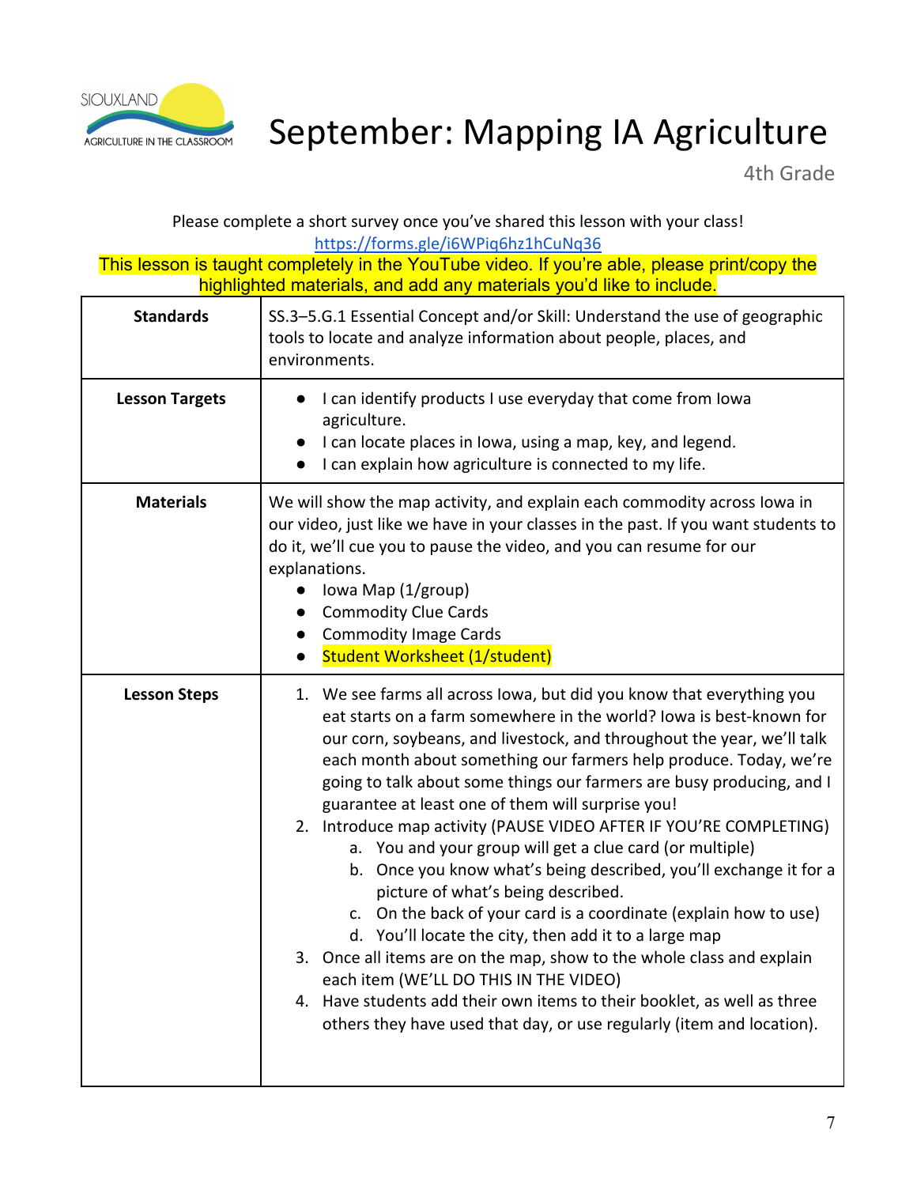# September: Mapping IA Agriculture

4th Grade

Please complete a short survey once you've shared this lesson with your class!
https://forms.gle/i6WPiq6hz1hCuNq36

This lesson is taught completely in the YouTube video. If you're able, please print/copy the highlighted materials, and add any materials you'd like to include.

| | |
|---|---|
| **Standards** | SS.3–5.G.1 Essential Concept and/or Skill: Understand the use of geographic tools to locate and analyze information about people, places, and environments. |
| **Lesson Targets** | • I can identify products I use everyday that come from Iowa agriculture.<br>• I can locate places in Iowa, using a map, key, and legend.<br>• I can explain how agriculture is connected to my life. |
| **Materials** | We will show the map activity, and explain each commodity across Iowa in our video, just like we have in your classes in the past. If you want students to do it, we'll cue you to pause the video, and you can resume for our explanations.<br>• Iowa Map (1/group)<br>• Commodity Clue Cards<br>• Commodity Image Cards<br>• Student Worksheet (1/student) |
| **Lesson Steps** | 1. We see farms all across Iowa, but did you know that everything you eat starts on a farm somewhere in the world? Iowa is best-known for our corn, soybeans, and livestock, and throughout the year, we'll talk each month about something our farmers help produce. Today, we're going to talk about some things our farmers are busy producing, and I guarantee at least one of them will surprise you!<br>2. Introduce map activity (PAUSE VIDEO AFTER IF YOU'RE COMPLETING)<br>&nbsp;&nbsp;&nbsp;a. You and your group will get a clue card (or multiple)<br>&nbsp;&nbsp;&nbsp;b. Once you know what's being described, you'll exchange it for a picture of what's being described.<br>&nbsp;&nbsp;&nbsp;c. On the back of your card is a coordinate (explain how to use)<br>&nbsp;&nbsp;&nbsp;d. You'll locate the city, then add it to a large map<br>3. Once all items are on the map, show to the whole class and explain each item (WE'LL DO THIS IN THE VIDEO)<br>4. Have students add their own items to their booklet, as well as three others they have used that day, or use regularly (item and location). |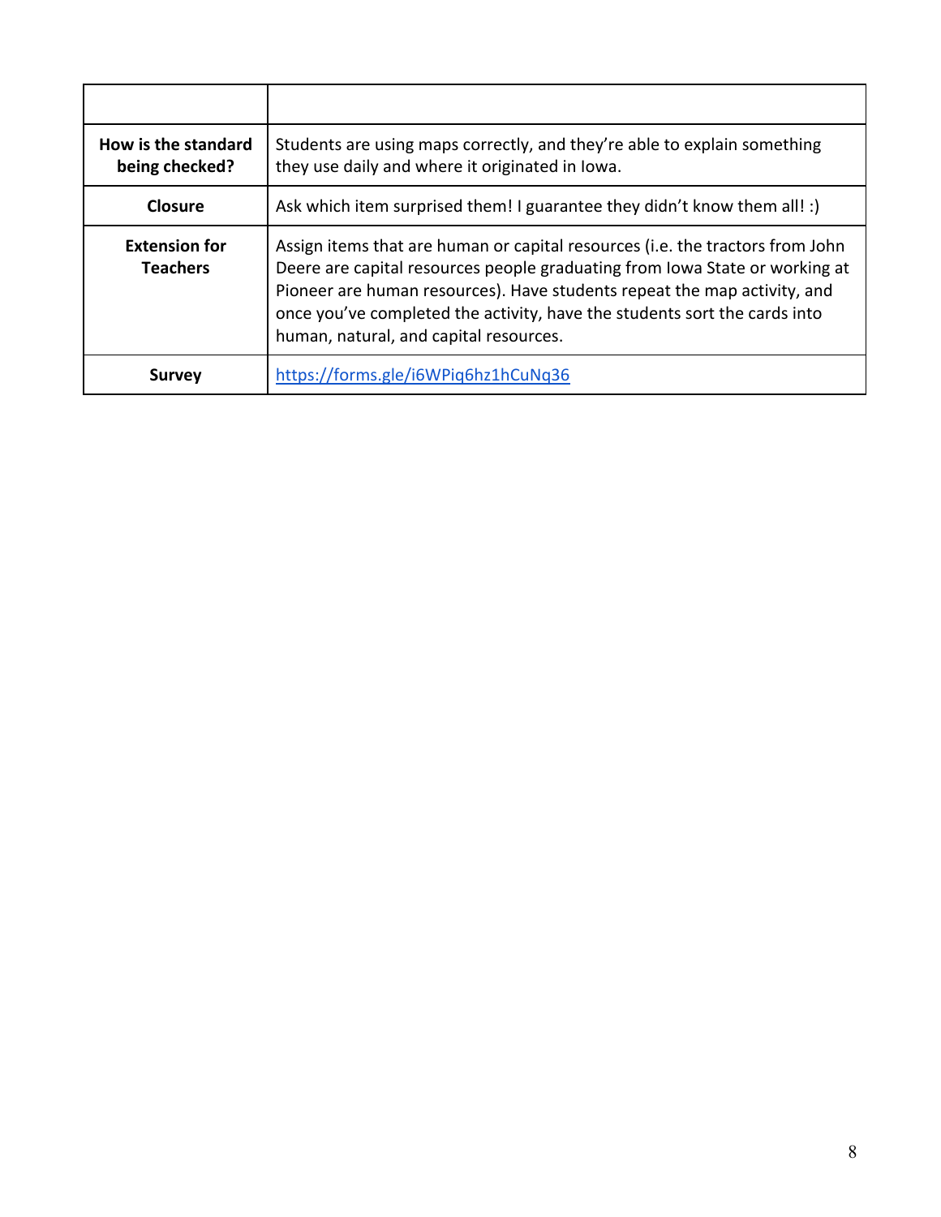| | |
|---|---|
| **How is the standard being checked?** | Students are using maps correctly, and they're able to explain something they use daily and where it originated in Iowa. |
| **Closure** | Ask which item surprised them! I guarantee they didn't know them all! :) |
| **Extension for Teachers** | Assign items that are human or capital resources (i.e. the tractors from John Deere are capital resources people graduating from Iowa State or working at Pioneer are human resources). Have students repeat the map activity, and once you've completed the activity, have the students sort the cards into human, natural, and capital resources. |
| **Survey** | https://forms.gle/i6WPiq6hz1hCuNq36 |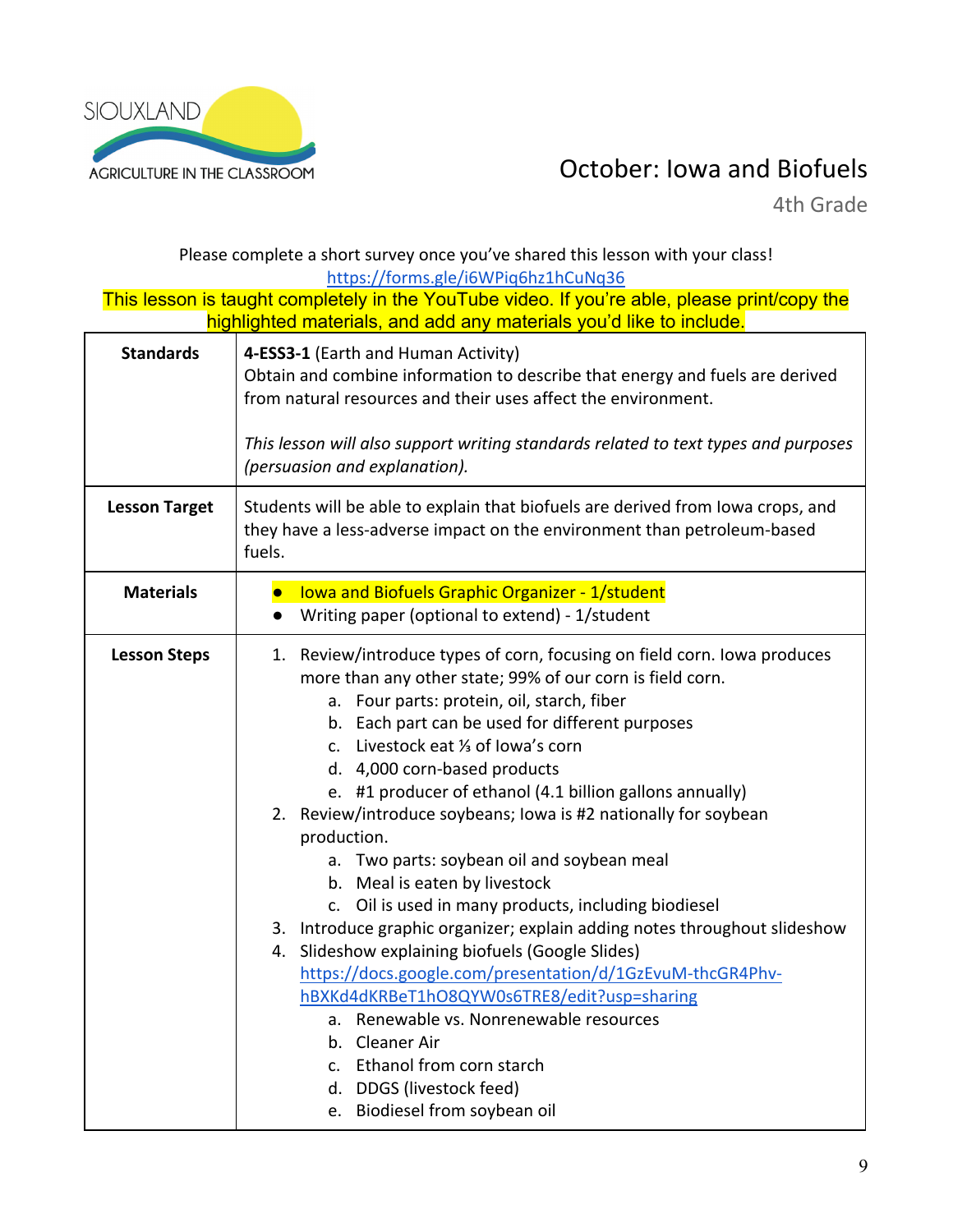SIOUXLAND AGRICULTURE IN THE CLASSROOM

# October: Iowa and Biofuels

4th Grade

Please complete a short survey once you've shared this lesson with your class!
https://forms.gle/i6WPiq6hz1hCuNq36

This lesson is taught completely in the YouTube video. If you're able, please print/copy the highlighted materials, and add any materials you'd like to include.

| | |
|---|---|
| **Standards** | **4-ESS3-1** (Earth and Human Activity)<br>Obtain and combine information to describe that energy and fuels are derived from natural resources and their uses affect the environment.<br><br>*This lesson will also support writing standards related to text types and purposes (persuasion and explanation).* |
| **Lesson Target** | Students will be able to explain that biofuels are derived from Iowa crops, and they have a less-adverse impact on the environment than petroleum-based fuels. |
| **Materials** | • Iowa and Biofuels Graphic Organizer - 1/student<br>• Writing paper (optional to extend) - 1/student |
| **Lesson Steps** | 1. Review/introduce types of corn, focusing on field corn. Iowa produces more than any other state; 99% of our corn is field corn.<br>&nbsp;&nbsp;&nbsp;&nbsp;a. Four parts: protein, oil, starch, fiber<br>&nbsp;&nbsp;&nbsp;&nbsp;b. Each part can be used for different purposes<br>&nbsp;&nbsp;&nbsp;&nbsp;c. Livestock eat ⅓ of Iowa's corn<br>&nbsp;&nbsp;&nbsp;&nbsp;d. 4,000 corn-based products<br>&nbsp;&nbsp;&nbsp;&nbsp;e. #1 producer of ethanol (4.1 billion gallons annually)<br>2. Review/introduce soybeans; Iowa is #2 nationally for soybean production.<br>&nbsp;&nbsp;&nbsp;&nbsp;a. Two parts: soybean oil and soybean meal<br>&nbsp;&nbsp;&nbsp;&nbsp;b. Meal is eaten by livestock<br>&nbsp;&nbsp;&nbsp;&nbsp;c. Oil is used in many products, including biodiesel<br>3. Introduce graphic organizer; explain adding notes throughout slideshow<br>4. Slideshow explaining biofuels (Google Slides)<br>https://docs.google.com/presentation/d/1GzEvuM-thcGR4Phv-hBXKd4dKRBeT1hO8QYW0s6TRE8/edit?usp=sharing<br>&nbsp;&nbsp;&nbsp;&nbsp;a. Renewable vs. Nonrenewable resources<br>&nbsp;&nbsp;&nbsp;&nbsp;b. Cleaner Air<br>&nbsp;&nbsp;&nbsp;&nbsp;c. Ethanol from corn starch<br>&nbsp;&nbsp;&nbsp;&nbsp;d. DDGS (livestock feed)<br>&nbsp;&nbsp;&nbsp;&nbsp;e. Biodiesel from soybean oil |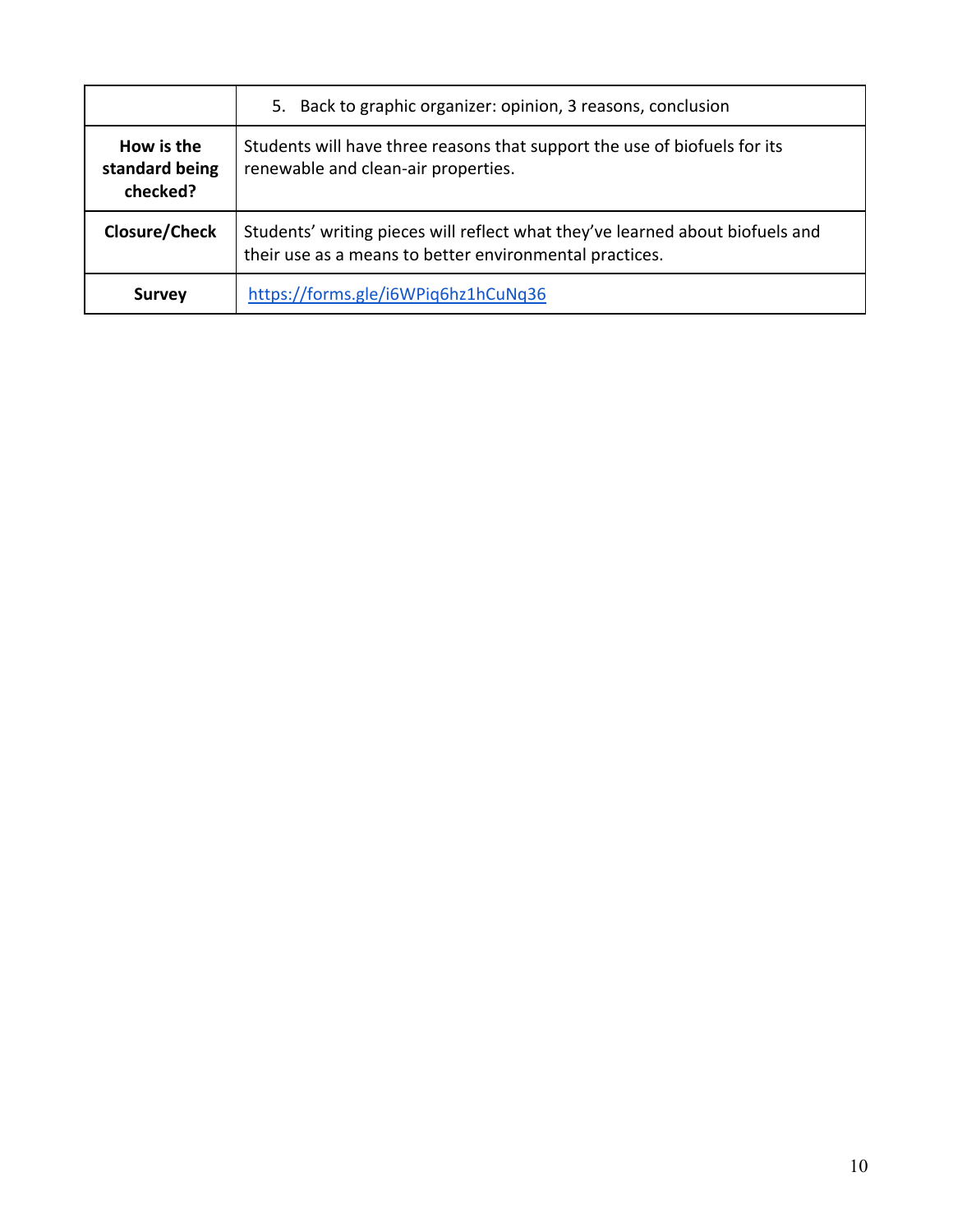| | |
|---|---|
| | 5. Back to graphic organizer: opinion, 3 reasons, conclusion |
| **How is the standard being checked?** | Students will have three reasons that support the use of biofuels for its renewable and clean-air properties. |
| **Closure/Check** | Students' writing pieces will reflect what they've learned about biofuels and their use as a means to better environmental practices. |
| **Survey** | https://forms.gle/i6WPiq6hz1hCuNq36 |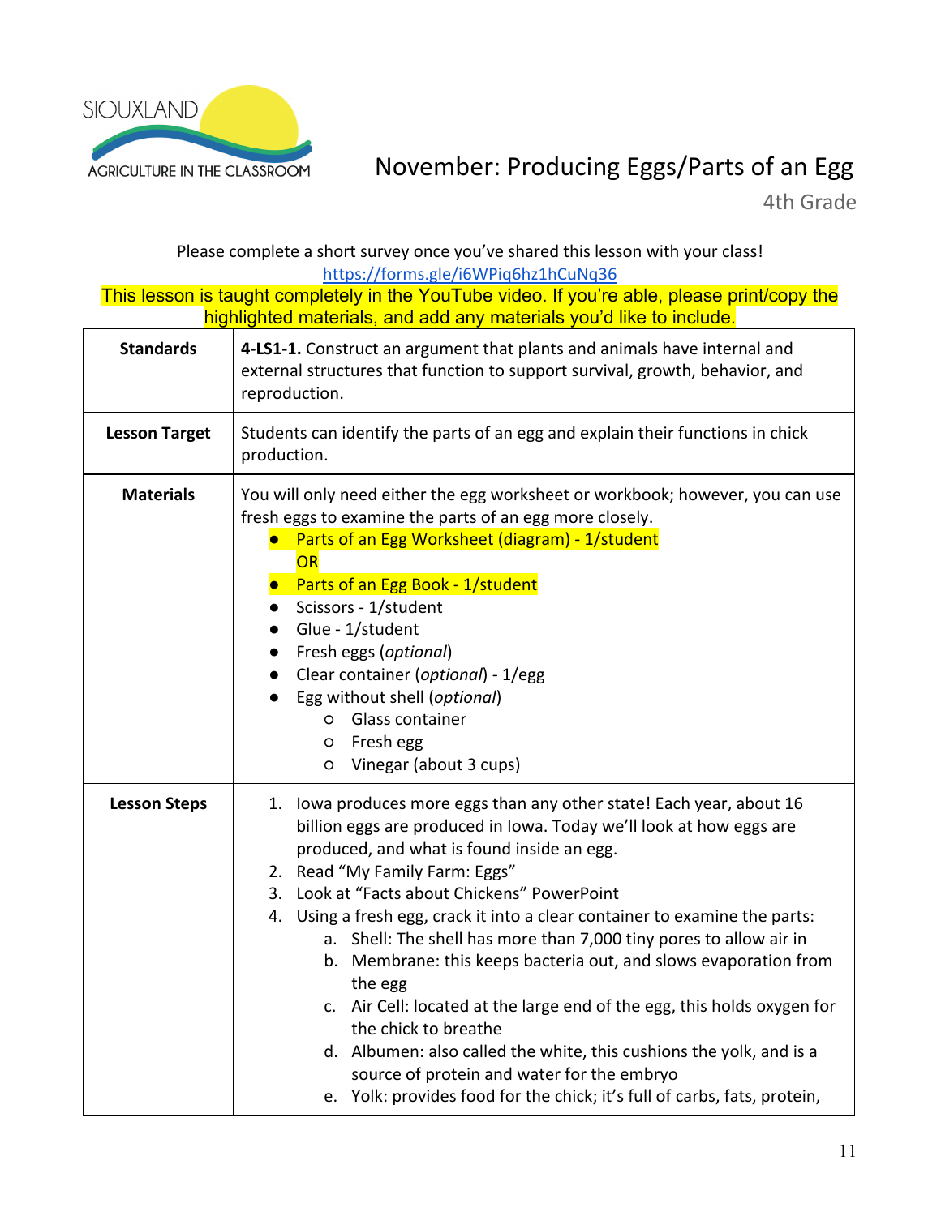SIOUXLAND AGRICULTURE IN THE CLASSROOM

# November: Producing Eggs/Parts of an Egg

4th Grade

Please complete a short survey once you've shared this lesson with your class!
https://forms.gle/i6WPiq6hz1hCuNq36

This lesson is taught completely in the YouTube video. If you're able, please print/copy the highlighted materials, and add any materials you'd like to include.

| | |
|---|---|
| **Standards** | **4-LS1-1.** Construct an argument that plants and animals have internal and external structures that function to support survival, growth, behavior, and reproduction. |
| **Lesson Target** | Students can identify the parts of an egg and explain their functions in chick production. |
| **Materials** | You will only need either the egg worksheet or workbook; however, you can use fresh eggs to examine the parts of an egg more closely.<br>● Parts of an Egg Worksheet (diagram) - 1/student<br>OR<br>● Parts of an Egg Book - 1/student<br>● Scissors - 1/student<br>● Glue - 1/student<br>● Fresh eggs (*optional*)<br>● Clear container (*optional*) - 1/egg<br>● Egg without shell (*optional*)<br>○ Glass container<br>○ Fresh egg<br>○ Vinegar (about 3 cups) |
| **Lesson Steps** | 1. Iowa produces more eggs than any other state! Each year, about 16 billion eggs are produced in Iowa. Today we'll look at how eggs are produced, and what is found inside an egg.<br>2. Read "My Family Farm: Eggs"<br>3. Look at "Facts about Chickens" PowerPoint<br>4. Using a fresh egg, crack it into a clear container to examine the parts:<br>a. Shell: The shell has more than 7,000 tiny pores to allow air in<br>b. Membrane: this keeps bacteria out, and slows evaporation from the egg<br>c. Air Cell: located at the large end of the egg, this holds oxygen for the chick to breathe<br>d. Albumen: also called the white, this cushions the yolk, and is a source of protein and water for the embryo<br>e. Yolk: provides food for the chick; it's full of carbs, fats, protein, |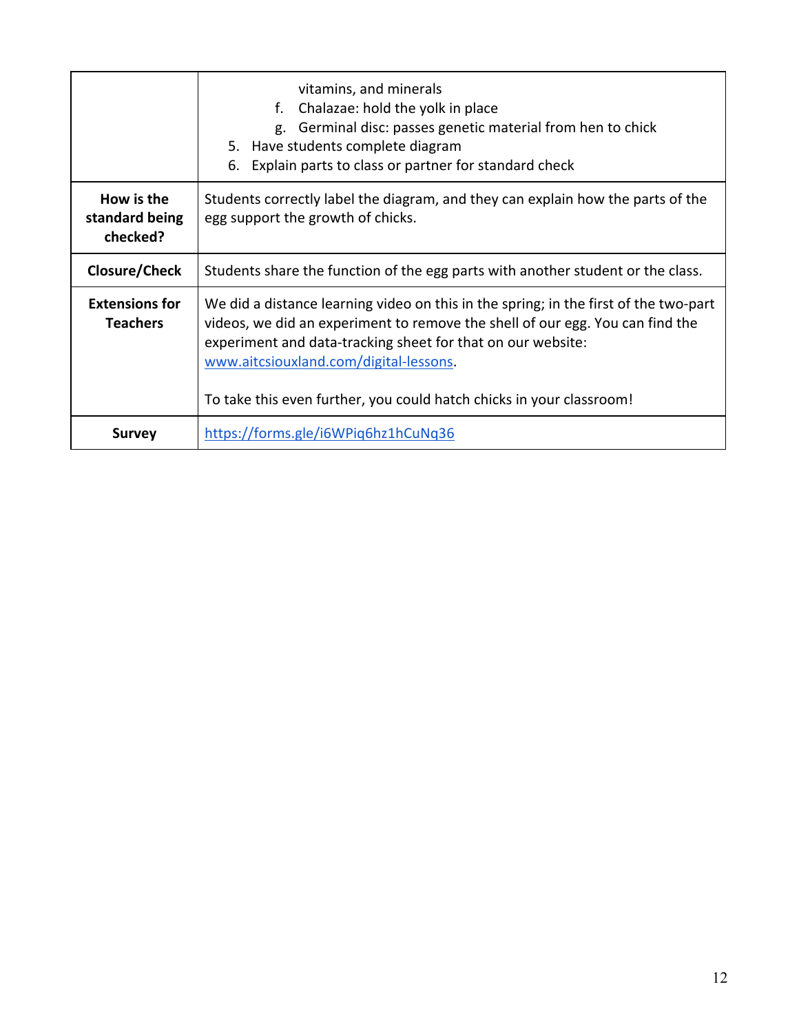| | |
|---|---|
| | vitamins, and minerals<br>f. Chalazae: hold the yolk in place<br>g. Germinal disc: passes genetic material from hen to chick<br>5. Have students complete diagram<br>6. Explain parts to class or partner for standard check |
| **How is the standard being checked?** | Students correctly label the diagram, and they can explain how the parts of the egg support the growth of chicks. |
| **Closure/Check** | Students share the function of the egg parts with another student or the class. |
| **Extensions for Teachers** | We did a distance learning video on this in the spring; in the first of the two-part videos, we did an experiment to remove the shell of our egg. You can find the experiment and data-tracking sheet for that on our website: [www.aitcsiouxland.com/digital-lessons](www.aitcsiouxland.com/digital-lessons).<br><br>To take this even further, you could hatch chicks in your classroom! |
| **Survey** | [https://forms.gle/i6WPiq6hz1hCuNq36](https://forms.gle/i6WPiq6hz1hCuNq36) |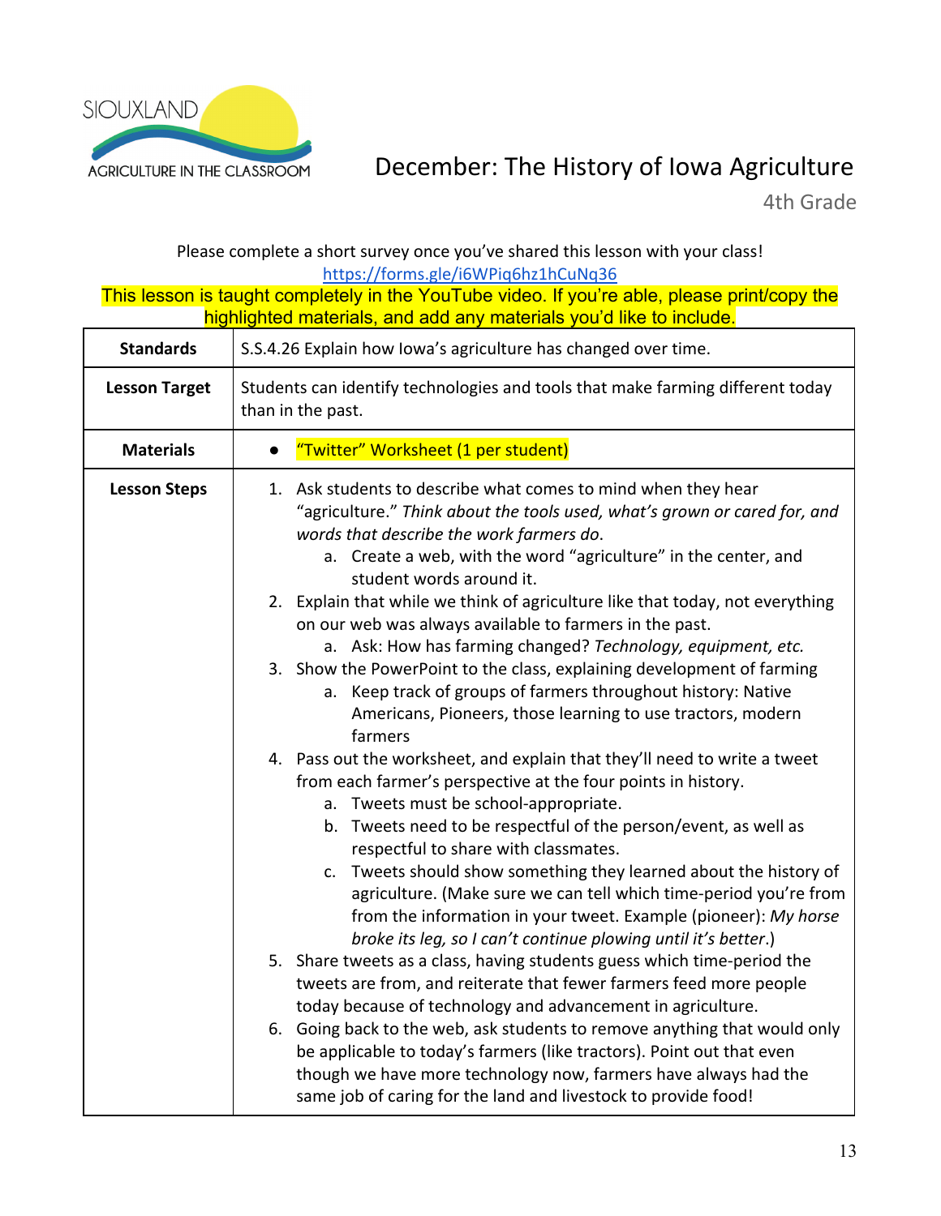SIOUXLAND AGRICULTURE IN THE CLASSROOM

# December: The History of Iowa Agriculture

4th Grade

Please complete a short survey once you've shared this lesson with your class!
https://forms.gle/i6WPiq6hz1hCuNq36

This lesson is taught completely in the YouTube video. If you're able, please print/copy the highlighted materials, and add any materials you'd like to include.

| | |
|---|---|
| **Standards** | S.S.4.26 Explain how Iowa's agriculture has changed over time. |
| **Lesson Target** | Students can identify technologies and tools that make farming different today than in the past. |
| **Materials** | • "Twitter" Worksheet (1 per student) |
| **Lesson Steps** | 1. Ask students to describe what comes to mind when they hear "agriculture." *Think about the tools used, what's grown or cared for, and words that describe the work farmers do.*<br>  a. Create a web, with the word "agriculture" in the center, and student words around it.<br>2. Explain that while we think of agriculture like that today, not everything on our web was always available to farmers in the past.<br>  a. Ask: How has farming changed? *Technology, equipment, etc.*<br>3. Show the PowerPoint to the class, explaining development of farming<br>  a. Keep track of groups of farmers throughout history: Native Americans, Pioneers, those learning to use tractors, modern farmers<br>4. Pass out the worksheet, and explain that they'll need to write a tweet from each farmer's perspective at the four points in history.<br>  a. Tweets must be school-appropriate.<br>  b. Tweets need to be respectful of the person/event, as well as respectful to share with classmates.<br>  c. Tweets should show something they learned about the history of agriculture. (Make sure we can tell which time-period you're from from the information in your tweet. Example (pioneer): *My horse broke its leg, so I can't continue plowing until it's better*.)<br>5. Share tweets as a class, having students guess which time-period the tweets are from, and reiterate that fewer farmers feed more people today because of technology and advancement in agriculture.<br>6. Going back to the web, ask students to remove anything that would only be applicable to today's farmers (like tractors). Point out that even though we have more technology now, farmers have always had the same job of caring for the land and livestock to provide food! |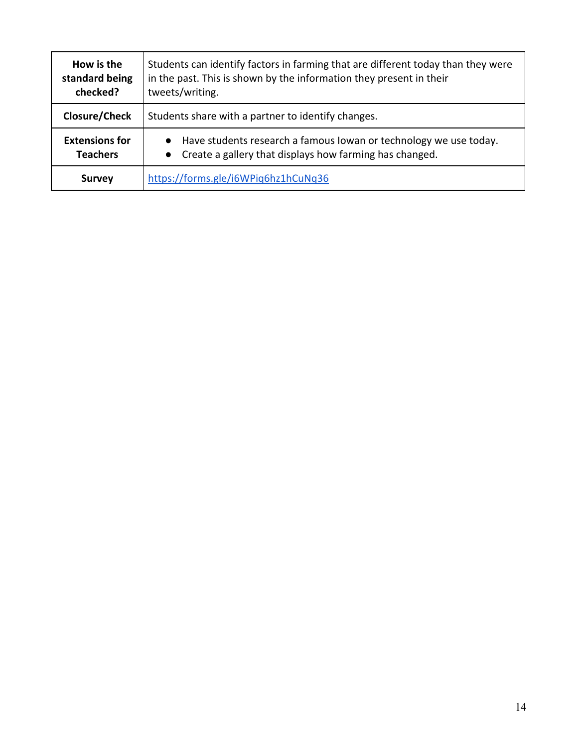| | |
|---|---|
| **How is the standard being checked?** | Students can identify factors in farming that are different today than they were in the past. This is shown by the information they present in their tweets/writing. |
| **Closure/Check** | Students share with a partner to identify changes. |
| **Extensions for Teachers** | • Have students research a famous Iowan or technology we use today.<br>• Create a gallery that displays how farming has changed. |
| **Survey** | https://forms.gle/i6WPiq6hz1hCuNq36 |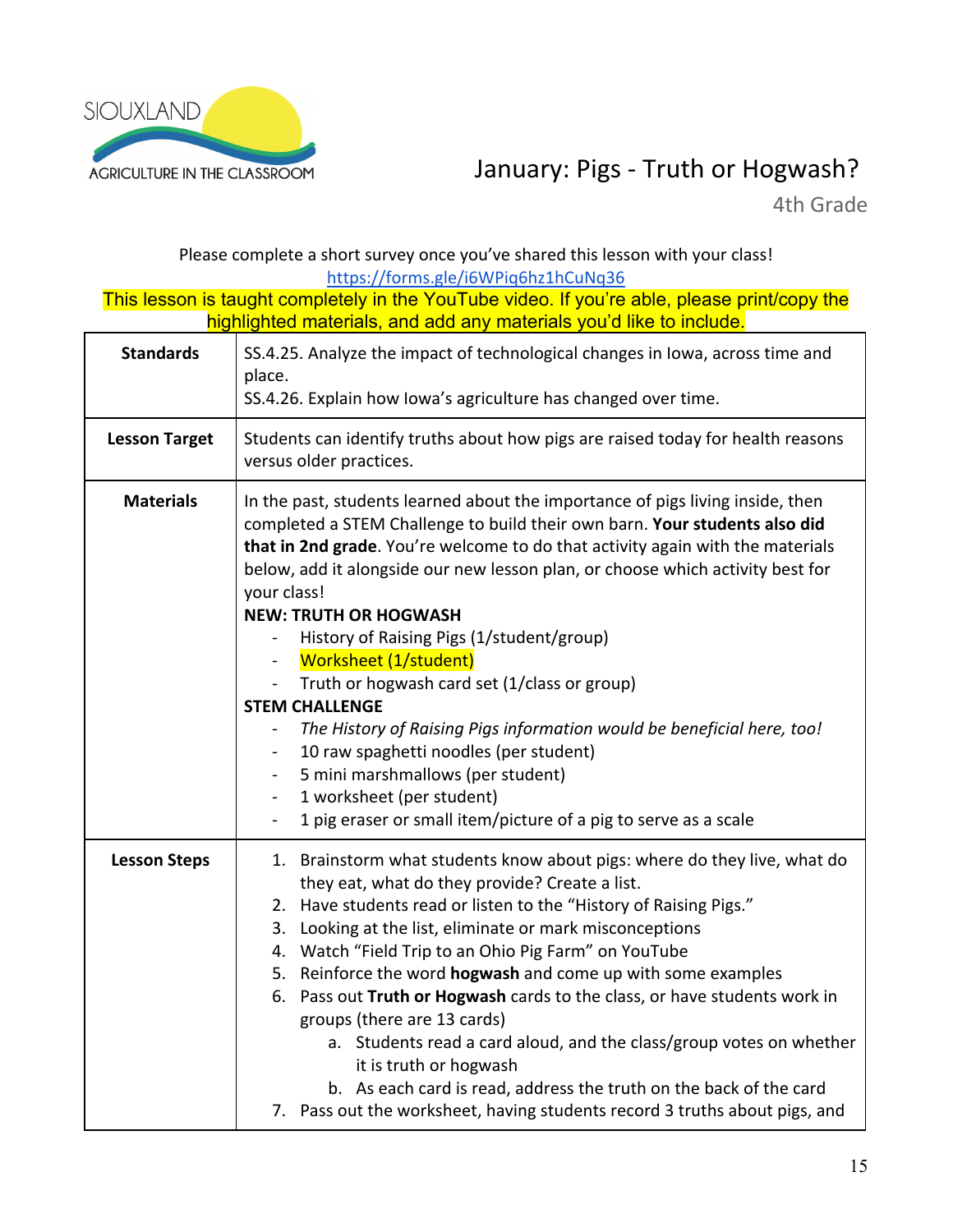SIOUXLAND AGRICULTURE IN THE CLASSROOM

# January: Pigs - Truth or Hogwash?

4th Grade

Please complete a short survey once you've shared this lesson with your class!
https://forms.gle/i6WPiq6hz1hCuNq36

This lesson is taught completely in the YouTube video. If you're able, please print/copy the highlighted materials, and add any materials you'd like to include.

| | |
|---|---|
| **Standards** | SS.4.25. Analyze the impact of technological changes in Iowa, across time and place.<br>SS.4.26. Explain how Iowa's agriculture has changed over time. |
| **Lesson Target** | Students can identify truths about how pigs are raised today for health reasons versus older practices. |
| **Materials** | In the past, students learned about the importance of pigs living inside, then completed a STEM Challenge to build their own barn. **Your students also did that in 2nd grade**. You're welcome to do that activity again with the materials below, add it alongside our new lesson plan, or choose which activity best for your class!<br>**NEW: TRUTH OR HOGWASH**<br>- History of Raising Pigs (1/student/group)<br>- Worksheet (1/student)<br>- Truth or hogwash card set (1/class or group)<br>**STEM CHALLENGE**<br>- *The History of Raising Pigs information would be beneficial here, too!*<br>- 10 raw spaghetti noodles (per student)<br>- 5 mini marshmallows (per student)<br>- 1 worksheet (per student)<br>- 1 pig eraser or small item/picture of a pig to serve as a scale |
| **Lesson Steps** | 1. Brainstorm what students know about pigs: where do they live, what do they eat, what do they provide? Create a list.<br>2. Have students read or listen to the "History of Raising Pigs."<br>3. Looking at the list, eliminate or mark misconceptions<br>4. Watch "Field Trip to an Ohio Pig Farm" on YouTube<br>5. Reinforce the word **hogwash** and come up with some examples<br>6. Pass out **Truth or Hogwash** cards to the class, or have students work in groups (there are 13 cards)<br>&nbsp;&nbsp;&nbsp;&nbsp;a. Students read a card aloud, and the class/group votes on whether it is truth or hogwash<br>&nbsp;&nbsp;&nbsp;&nbsp;b. As each card is read, address the truth on the back of the card<br>7. Pass out the worksheet, having students record 3 truths about pigs, and |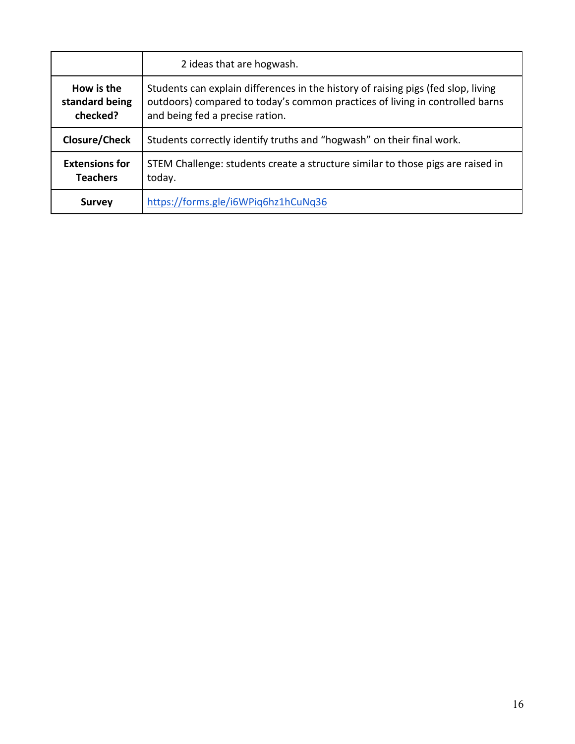| | |
|---|---|
| | 2 ideas that are hogwash. |
| **How is the standard being checked?** | Students can explain differences in the history of raising pigs (fed slop, living outdoors) compared to today's common practices of living in controlled barns and being fed a precise ration. |
| **Closure/Check** | Students correctly identify truths and "hogwash" on their final work. |
| **Extensions for Teachers** | STEM Challenge: students create a structure similar to those pigs are raised in today. |
| **Survey** | https://forms.gle/i6WPiq6hz1hCuNq36 |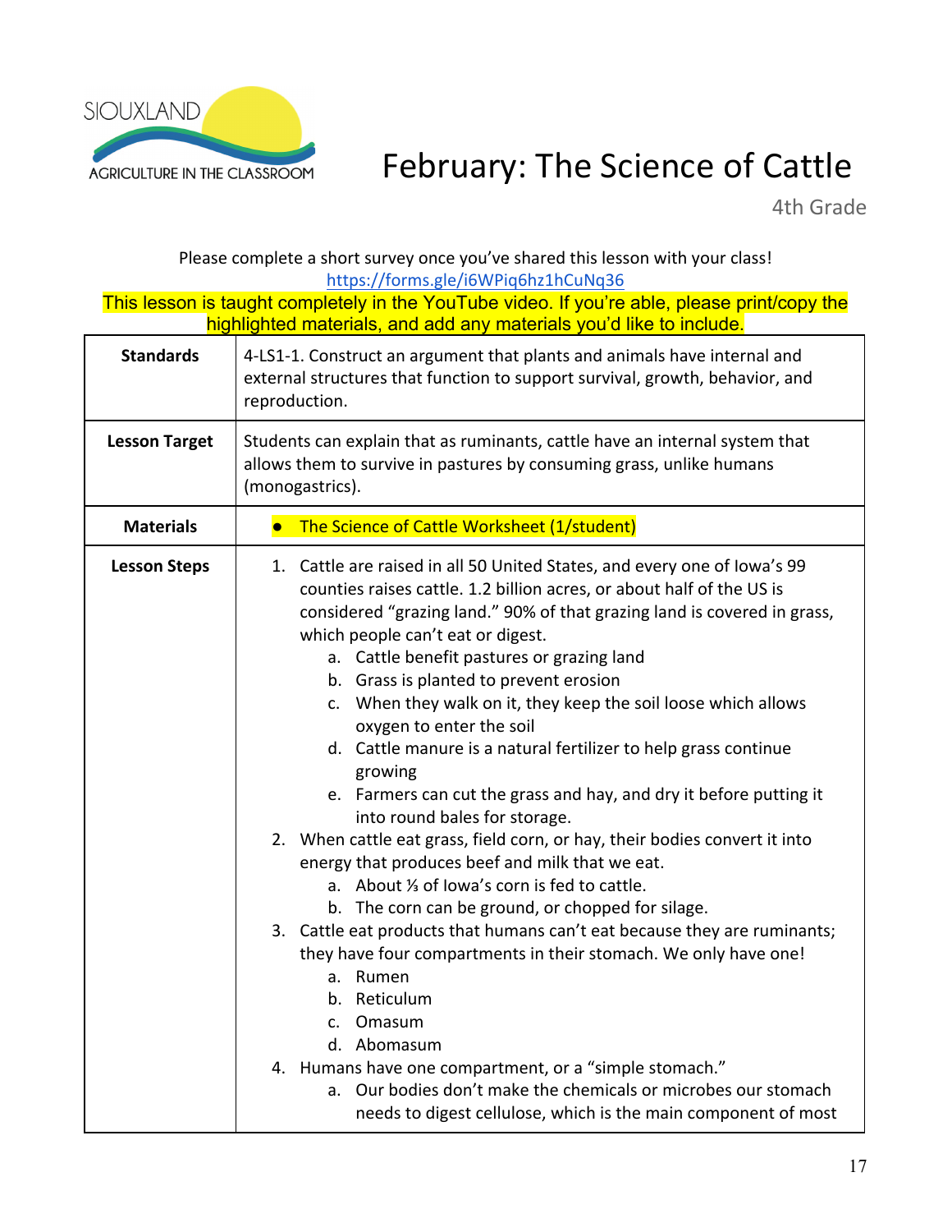SIOUXLAND AGRICULTURE IN THE CLASSROOM

# February: The Science of Cattle

4th Grade

Please complete a short survey once you've shared this lesson with your class!
https://forms.gle/i6WPiq6hz1hCuNq36

This lesson is taught completely in the YouTube video. If you're able, please print/copy the highlighted materials, and add any materials you'd like to include.

| | |
|---|---|
| **Standards** | 4-LS1-1. Construct an argument that plants and animals have internal and external structures that function to support survival, growth, behavior, and reproduction. |
| **Lesson Target** | Students can explain that as ruminants, cattle have an internal system that allows them to survive in pastures by consuming grass, unlike humans (monogastrics). |
| **Materials** | • The Science of Cattle Worksheet (1/student) |
| **Lesson Steps** | 1. Cattle are raised in all 50 United States, and every one of Iowa's 99 counties raises cattle. 1.2 billion acres, or about half of the US is considered "grazing land." 90% of that grazing land is covered in grass, which people can't eat or digest.<br>&nbsp;&nbsp;&nbsp;a. Cattle benefit pastures or grazing land<br>&nbsp;&nbsp;&nbsp;b. Grass is planted to prevent erosion<br>&nbsp;&nbsp;&nbsp;c. When they walk on it, they keep the soil loose which allows oxygen to enter the soil<br>&nbsp;&nbsp;&nbsp;d. Cattle manure is a natural fertilizer to help grass continue growing<br>&nbsp;&nbsp;&nbsp;e. Farmers can cut the grass and hay, and dry it before putting it into round bales for storage.<br>2. When cattle eat grass, field corn, or hay, their bodies convert it into energy that produces beef and milk that we eat.<br>&nbsp;&nbsp;&nbsp;a. About ⅓ of Iowa's corn is fed to cattle.<br>&nbsp;&nbsp;&nbsp;b. The corn can be ground, or chopped for silage.<br>3. Cattle eat products that humans can't eat because they are ruminants; they have four compartments in their stomach. We only have one!<br>&nbsp;&nbsp;&nbsp;a. Rumen<br>&nbsp;&nbsp;&nbsp;b. Reticulum<br>&nbsp;&nbsp;&nbsp;c. Omasum<br>&nbsp;&nbsp;&nbsp;d. Abomasum<br>4. Humans have one compartment, or a "simple stomach."<br>&nbsp;&nbsp;&nbsp;a. Our bodies don't make the chemicals or microbes our stomach needs to digest cellulose, which is the main component of most |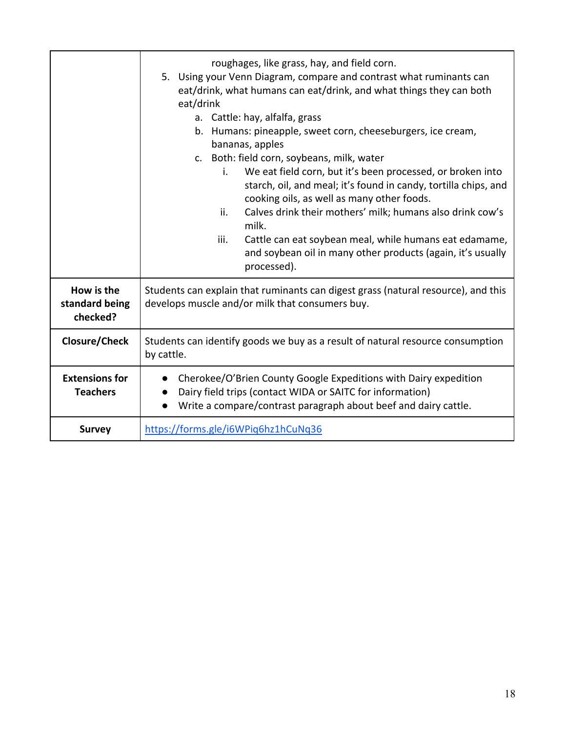| | |
|---|---|
| | roughages, like grass, hay, and field corn.<br>5. Using your Venn Diagram, compare and contrast what ruminants can eat/drink, what humans can eat/drink, and what things they can both eat/drink<br>&nbsp;&nbsp;&nbsp;&nbsp;a. Cattle: hay, alfalfa, grass<br>&nbsp;&nbsp;&nbsp;&nbsp;b. Humans: pineapple, sweet corn, cheeseburgers, ice cream, bananas, apples<br>&nbsp;&nbsp;&nbsp;&nbsp;c. Both: field corn, soybeans, milk, water<br>&nbsp;&nbsp;&nbsp;&nbsp;&nbsp;&nbsp;&nbsp;&nbsp;i. We eat field corn, but it's been processed, or broken into starch, oil, and meal; it's found in candy, tortilla chips, and cooking oils, as well as many other foods.<br>&nbsp;&nbsp;&nbsp;&nbsp;&nbsp;&nbsp;&nbsp;&nbsp;ii. Calves drink their mothers' milk; humans also drink cow's milk.<br>&nbsp;&nbsp;&nbsp;&nbsp;&nbsp;&nbsp;&nbsp;&nbsp;iii. Cattle can eat soybean meal, while humans eat edamame, and soybean oil in many other products (again, it's usually processed). |
| **How is the standard being checked?** | Students can explain that ruminants can digest grass (natural resource), and this develops muscle and/or milk that consumers buy. |
| **Closure/Check** | Students can identify goods we buy as a result of natural resource consumption by cattle. |
| **Extensions for Teachers** | • Cherokee/O'Brien County Google Expeditions with Dairy expedition<br>• Dairy field trips (contact WIDA or SAITC for information)<br>• Write a compare/contrast paragraph about beef and dairy cattle. |
| **Survey** | https://forms.gle/i6WPiq6hz1hCuNq36 |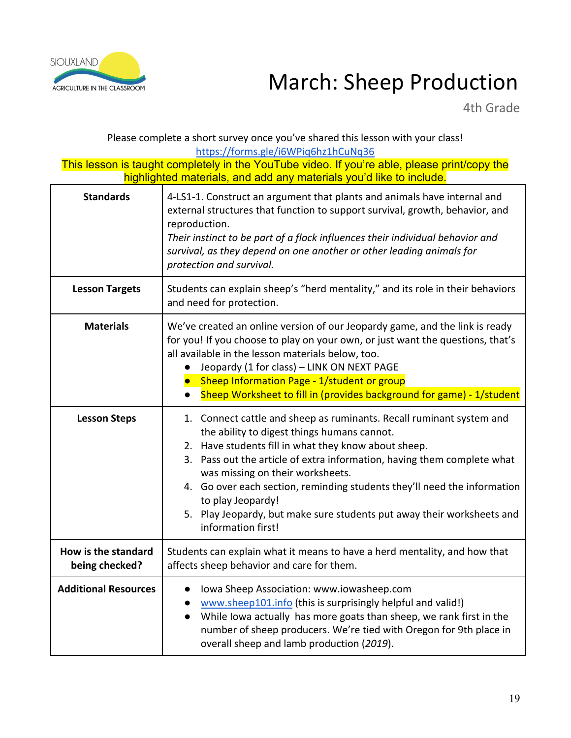SIOUXLAND AGRICULTURE IN THE CLASSROOM

# March: Sheep Production

4th Grade

Please complete a short survey once you've shared this lesson with your class!
https://forms.gle/i6WPiq6hz1hCuNq36

This lesson is taught completely in the YouTube video. If you're able, please print/copy the highlighted materials, and add any materials you'd like to include.

| | |
|---|---|
| **Standards** | 4-LS1-1. Construct an argument that plants and animals have internal and external structures that function to support survival, growth, behavior, and reproduction.<br>*Their instinct to be part of a flock influences their individual behavior and survival, as they depend on one another or other leading animals for protection and survival.* |
| **Lesson Targets** | Students can explain sheep's "herd mentality," and its role in their behaviors and need for protection. |
| **Materials** | We've created an online version of our Jeopardy game, and the link is ready for you! If you choose to play on your own, or just want the questions, that's all available in the lesson materials below, too.<br>● Jeopardy (1 for class) – LINK ON NEXT PAGE<br>● Sheep Information Page - 1/student or group<br>● Sheep Worksheet to fill in (provides background for game) - 1/student |
| **Lesson Steps** | 1. Connect cattle and sheep as ruminants. Recall ruminant system and the ability to digest things humans cannot.<br>2. Have students fill in what they know about sheep.<br>3. Pass out the article of extra information, having them complete what was missing on their worksheets.<br>4. Go over each section, reminding students they'll need the information to play Jeopardy!<br>5. Play Jeopardy, but make sure students put away their worksheets and information first! |
| **How is the standard being checked?** | Students can explain what it means to have a herd mentality, and how that affects sheep behavior and care for them. |
| **Additional Resources** | ● Iowa Sheep Association: www.iowasheep.com<br>● www.sheep101.info (this is surprisingly helpful and valid!)<br>● While Iowa actually has more goats than sheep, we rank first in the number of sheep producers. We're tied with Oregon for 9th place in overall sheep and lamb production (*2019*). |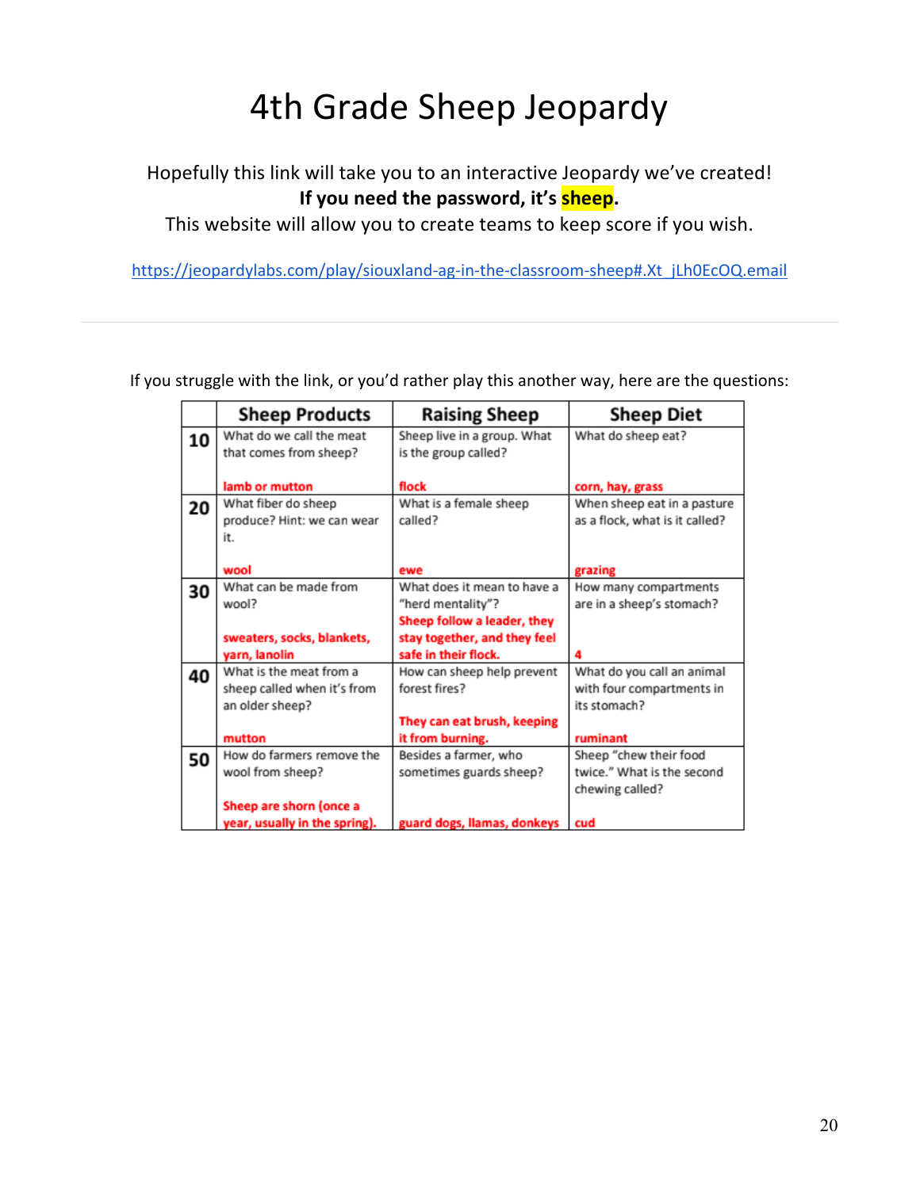# 4th Grade Sheep Jeopardy

Hopefully this link will take you to an interactive Jeopardy we've created!

**If you need the password, it's sheep.**

This website will allow you to create teams to keep score if you wish.

https://jeopardylabs.com/play/siouxland-ag-in-the-classroom-sheep#.Xt_jLh0EcOQ.email

---

If you struggle with the link, or you'd rather play this another way, here are the questions:

| | Sheep Products | Raising Sheep | Sheep Diet |
|---|---|---|---|
| **10** | What do we call the meat that comes from sheep? **lamb or mutton** | Sheep live in a group. What is the group called? **flock** | What do sheep eat? **corn, hay, grass** |
| **20** | What fiber do sheep produce? Hint: we can wear it. **wool** | What is a female sheep called? **ewe** | When sheep eat in a pasture as a flock, what is it called? **grazing** |
| **30** | What can be made from wool? **sweaters, socks, blankets, yarn, lanolin** | What does it mean to have a "herd mentality"? **Sheep follow a leader, they stay together, and they feel safe in their flock.** | How many compartments are in a sheep's stomach? **4** |
| **40** | What is the meat from a sheep called when it's from an older sheep? **mutton** | How can sheep help prevent forest fires? **They can eat brush, keeping it from burning.** | What do you call an animal with four compartments in its stomach? **ruminant** |
| **50** | How do farmers remove the wool from sheep? **Sheep are shorn (once a year, usually in the spring).** | Besides a farmer, who sometimes guards sheep? **guard dogs, llamas, donkeys** | Sheep "chew their food twice." What is the second chewing called? **cud** |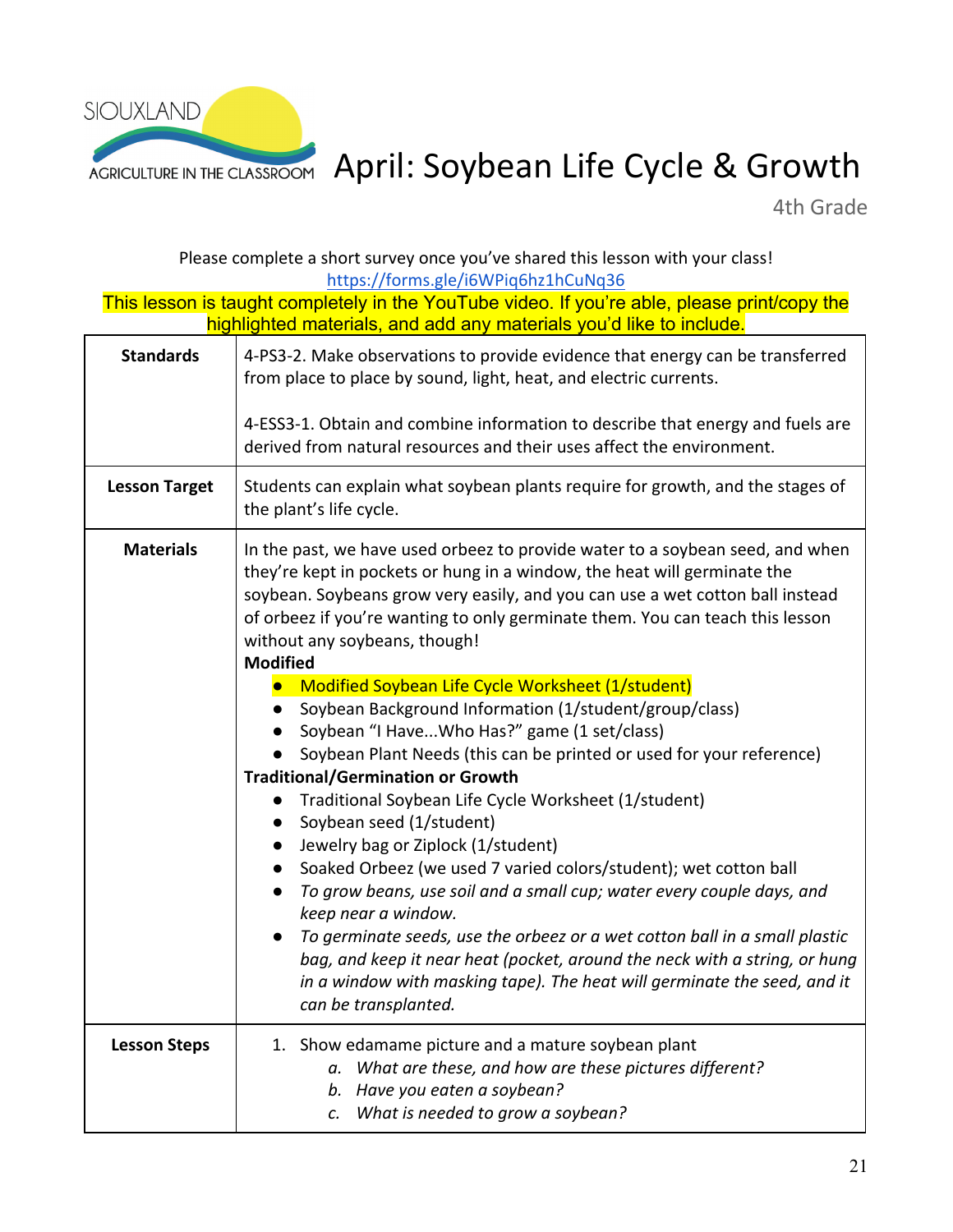SIOUXLAND AGRICULTURE IN THE CLASSROOM

# April: Soybean Life Cycle & Growth

4th Grade

Please complete a short survey once you've shared this lesson with your class!
https://forms.gle/i6WPiq6hz1hCuNq36

This lesson is taught completely in the YouTube video. If you're able, please print/copy the highlighted materials, and add any materials you'd like to include.

| | |
|---|---|
| **Standards** | 4-PS3-2. Make observations to provide evidence that energy can be transferred from place to place by sound, light, heat, and electric currents.<br><br>4-ESS3-1. Obtain and combine information to describe that energy and fuels are derived from natural resources and their uses affect the environment. |
| **Lesson Target** | Students can explain what soybean plants require for growth, and the stages of the plant's life cycle. |
| **Materials** | In the past, we have used orbeez to provide water to a soybean seed, and when they're kept in pockets or hung in a window, the heat will germinate the soybean. Soybeans grow very easily, and you can use a wet cotton ball instead of orbeez if you're wanting to only germinate them. You can teach this lesson without any soybeans, though!<br>**Modified**<br>● Modified Soybean Life Cycle Worksheet (1/student)<br>● Soybean Background Information (1/student/group/class)<br>● Soybean "I Have...Who Has?" game (1 set/class)<br>● Soybean Plant Needs (this can be printed or used for your reference)<br>**Traditional/Germination or Growth**<br>● Traditional Soybean Life Cycle Worksheet (1/student)<br>● Soybean seed (1/student)<br>● Jewelry bag or Ziplock (1/student)<br>● Soaked Orbeez (we used 7 varied colors/student); wet cotton ball<br>● *To grow beans, use soil and a small cup; water every couple days, and keep near a window.*<br>● *To germinate seeds, use the orbeez or a wet cotton ball in a small plastic bag, and keep it near heat (pocket, around the neck with a string, or hung in a window with masking tape). The heat will germinate the seed, and it can be transplanted.* |
| **Lesson Steps** | 1. Show edamame picture and a mature soybean plant<br>    a. *What are these, and how are these pictures different?*<br>    b. *Have you eaten a soybean?*<br>    c. *What is needed to grow a soybean?* |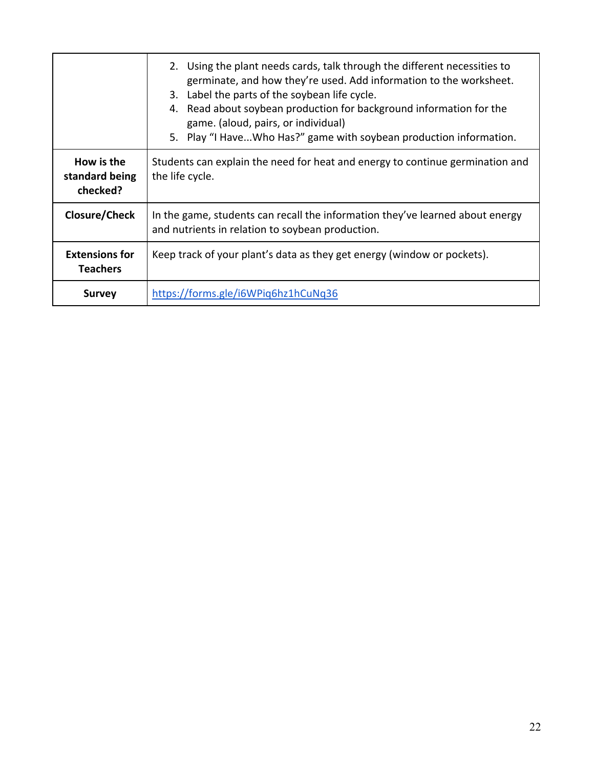| | |
|---|---|
| | 2. Using the plant needs cards, talk through the different necessities to germinate, and how they're used. Add information to the worksheet.<br>3. Label the parts of the soybean life cycle.<br>4. Read about soybean production for background information for the game. (aloud, pairs, or individual)<br>5. Play "I Have...Who Has?" game with soybean production information. |
| **How is the standard being checked?** | Students can explain the need for heat and energy to continue germination and the life cycle. |
| **Closure/Check** | In the game, students can recall the information they've learned about energy and nutrients in relation to soybean production. |
| **Extensions for Teachers** | Keep track of your plant's data as they get energy (window or pockets). |
| **Survey** | https://forms.gle/i6WPiq6hz1hCuNq36 |